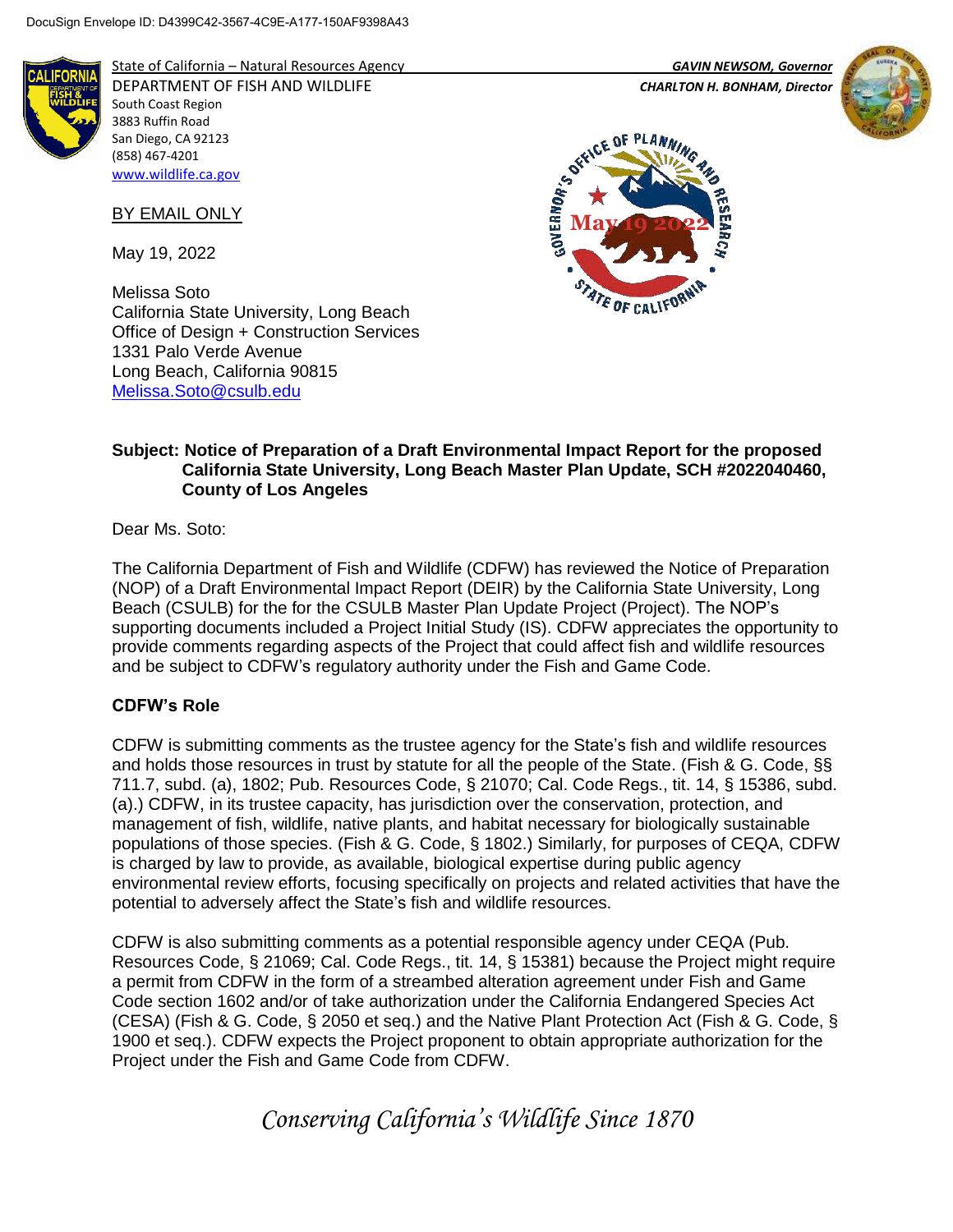DocuSign Envelope ID: D4399C42-3567-4C9E-A177-150AF9398A43

State of California – Natural Resources Agency
DEPARTMENT OF FISH AND WILDLIFE
South Coast Region
3883 Ruffin Road
San Diego, CA 92123
(858) 467-4201
www.wildlife.ca.gov

*GAVIN NEWSOM, Governor*
*CHARLTON H. BONHAM, Director*

GOVERNOR'S OFFICE OF PLANNING AND RESEARCH
May 19 2022
STATE OF CALIFORNIA

BY EMAIL ONLY

May 19, 2022

Melissa Soto
California State University, Long Beach
Office of Design + Construction Services
1331 Palo Verde Avenue
Long Beach, California 90815
Melissa.Soto@csulb.edu

**Subject: Notice of Preparation of a Draft Environmental Impact Report for the proposed California State University, Long Beach Master Plan Update, SCH #2022040460, County of Los Angeles**

Dear Ms. Soto:

The California Department of Fish and Wildlife (CDFW) has reviewed the Notice of Preparation (NOP) of a Draft Environmental Impact Report (DEIR) by the California State University, Long Beach (CSULB) for the for the CSULB Master Plan Update Project (Project). The NOP's supporting documents included a Project Initial Study (IS). CDFW appreciates the opportunity to provide comments regarding aspects of the Project that could affect fish and wildlife resources and be subject to CDFW's regulatory authority under the Fish and Game Code.

**CDFW's Role**

CDFW is submitting comments as the trustee agency for the State's fish and wildlife resources and holds those resources in trust by statute for all the people of the State. (Fish & G. Code, §§ 711.7, subd. (a), 1802; Pub. Resources Code, § 21070; Cal. Code Regs., tit. 14, § 15386, subd. (a).) CDFW, in its trustee capacity, has jurisdiction over the conservation, protection, and management of fish, wildlife, native plants, and habitat necessary for biologically sustainable populations of those species. (Fish & G. Code, § 1802.) Similarly, for purposes of CEQA, CDFW is charged by law to provide, as available, biological expertise during public agency environmental review efforts, focusing specifically on projects and related activities that have the potential to adversely affect the State's fish and wildlife resources.

CDFW is also submitting comments as a potential responsible agency under CEQA (Pub. Resources Code, § 21069; Cal. Code Regs., tit. 14, § 15381) because the Project might require a permit from CDFW in the form of a streambed alteration agreement under Fish and Game Code section 1602 and/or of take authorization under the California Endangered Species Act (CESA) (Fish & G. Code, § 2050 et seq.) and the Native Plant Protection Act (Fish & G. Code, § 1900 et seq.). CDFW expects the Project proponent to obtain appropriate authorization for the Project under the Fish and Game Code from CDFW.

*Conserving California's Wildlife Since 1870*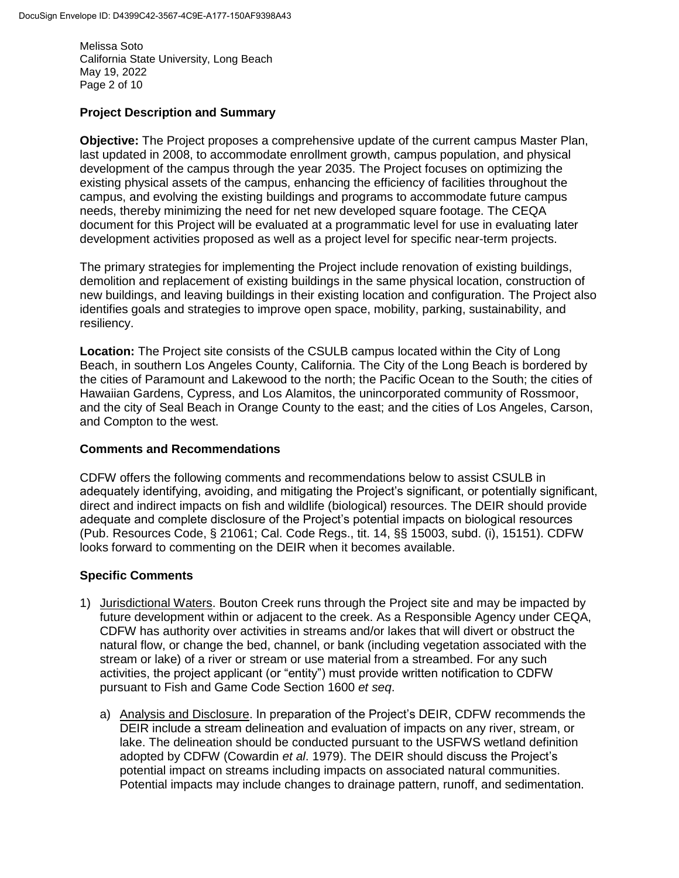## Project Description and Summary

**Objective:** The Project proposes a comprehensive update of the current campus Master Plan, last updated in 2008, to accommodate enrollment growth, campus population, and physical development of the campus through the year 2035. The Project focuses on optimizing the existing physical assets of the campus, enhancing the efficiency of facilities throughout the campus, and evolving the existing buildings and programs to accommodate future campus needs, thereby minimizing the need for net new developed square footage. The CEQA document for this Project will be evaluated at a programmatic level for use in evaluating later development activities proposed as well as a project level for specific near-term projects.

The primary strategies for implementing the Project include renovation of existing buildings, demolition and replacement of existing buildings in the same physical location, construction of new buildings, and leaving buildings in their existing location and configuration. The Project also identifies goals and strategies to improve open space, mobility, parking, sustainability, and resiliency.

**Location:** The Project site consists of the CSULB campus located within the City of Long Beach, in southern Los Angeles County, California. The City of the Long Beach is bordered by the cities of Paramount and Lakewood to the north; the Pacific Ocean to the South; the cities of Hawaiian Gardens, Cypress, and Los Alamitos, the unincorporated community of Rossmoor, and the city of Seal Beach in Orange County to the east; and the cities of Los Angeles, Carson, and Compton to the west.

## Comments and Recommendations

CDFW offers the following comments and recommendations below to assist CSULB in adequately identifying, avoiding, and mitigating the Project's significant, or potentially significant, direct and indirect impacts on fish and wildlife (biological) resources. The DEIR should provide adequate and complete disclosure of the Project's potential impacts on biological resources (Pub. Resources Code, § 21061; Cal. Code Regs., tit. 14, §§ 15003, subd. (i), 15151). CDFW looks forward to commenting on the DEIR when it becomes available.

## Specific Comments

1) Jurisdictional Waters. Bouton Creek runs through the Project site and may be impacted by future development within or adjacent to the creek. As a Responsible Agency under CEQA, CDFW has authority over activities in streams and/or lakes that will divert or obstruct the natural flow, or change the bed, channel, or bank (including vegetation associated with the stream or lake) of a river or stream or use material from a streambed. For any such activities, the project applicant (or "entity") must provide written notification to CDFW pursuant to Fish and Game Code Section 1600 *et seq*.

    a) Analysis and Disclosure. In preparation of the Project's DEIR, CDFW recommends the DEIR include a stream delineation and evaluation of impacts on any river, stream, or lake. The delineation should be conducted pursuant to the USFWS wetland definition adopted by CDFW (Cowardin *et al*. 1979). The DEIR should discuss the Project's potential impact on streams including impacts on associated natural communities. Potential impacts may include changes to drainage pattern, runoff, and sedimentation.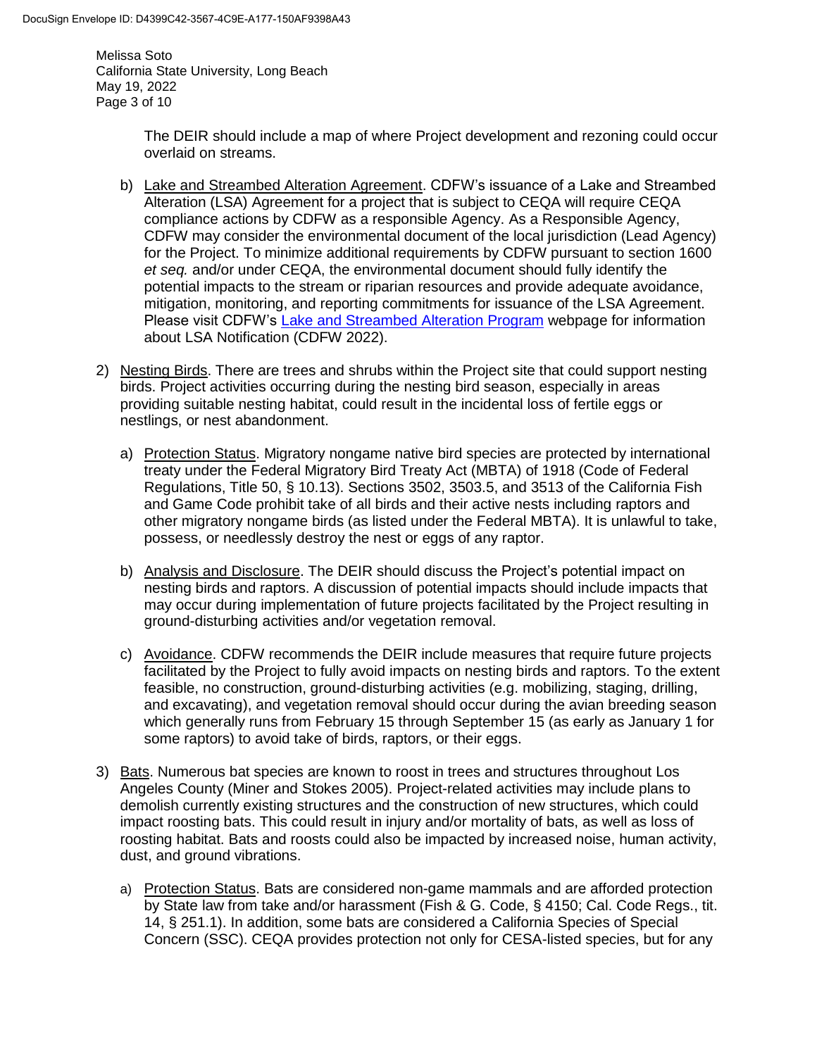The DEIR should include a map of where Project development and rezoning could occur overlaid on streams.

b) Lake and Streambed Alteration Agreement. CDFW's issuance of a Lake and Streambed Alteration (LSA) Agreement for a project that is subject to CEQA will require CEQA compliance actions by CDFW as a responsible Agency. As a Responsible Agency, CDFW may consider the environmental document of the local jurisdiction (Lead Agency) for the Project. To minimize additional requirements by CDFW pursuant to section 1600 *et seq.* and/or under CEQA, the environmental document should fully identify the potential impacts to the stream or riparian resources and provide adequate avoidance, mitigation, monitoring, and reporting commitments for issuance of the LSA Agreement. Please visit CDFW's Lake and Streambed Alteration Program webpage for information about LSA Notification (CDFW 2022).

2) Nesting Birds. There are trees and shrubs within the Project site that could support nesting birds. Project activities occurring during the nesting bird season, especially in areas providing suitable nesting habitat, could result in the incidental loss of fertile eggs or nestlings, or nest abandonment.

   a) Protection Status. Migratory nongame native bird species are protected by international treaty under the Federal Migratory Bird Treaty Act (MBTA) of 1918 (Code of Federal Regulations, Title 50, § 10.13). Sections 3502, 3503.5, and 3513 of the California Fish and Game Code prohibit take of all birds and their active nests including raptors and other migratory nongame birds (as listed under the Federal MBTA). It is unlawful to take, possess, or needlessly destroy the nest or eggs of any raptor.

   b) Analysis and Disclosure. The DEIR should discuss the Project's potential impact on nesting birds and raptors. A discussion of potential impacts should include impacts that may occur during implementation of future projects facilitated by the Project resulting in ground-disturbing activities and/or vegetation removal.

   c) Avoidance. CDFW recommends the DEIR include measures that require future projects facilitated by the Project to fully avoid impacts on nesting birds and raptors. To the extent feasible, no construction, ground-disturbing activities (e.g. mobilizing, staging, drilling, and excavating), and vegetation removal should occur during the avian breeding season which generally runs from February 15 through September 15 (as early as January 1 for some raptors) to avoid take of birds, raptors, or their eggs.

3) Bats. Numerous bat species are known to roost in trees and structures throughout Los Angeles County (Miner and Stokes 2005). Project-related activities may include plans to demolish currently existing structures and the construction of new structures, which could impact roosting bats. This could result in injury and/or mortality of bats, as well as loss of roosting habitat. Bats and roosts could also be impacted by increased noise, human activity, dust, and ground vibrations.

   a) Protection Status. Bats are considered non-game mammals and are afforded protection by State law from take and/or harassment (Fish & G. Code, § 4150; Cal. Code Regs., tit. 14, § 251.1). In addition, some bats are considered a California Species of Special Concern (SSC). CEQA provides protection not only for CESA-listed species, but for any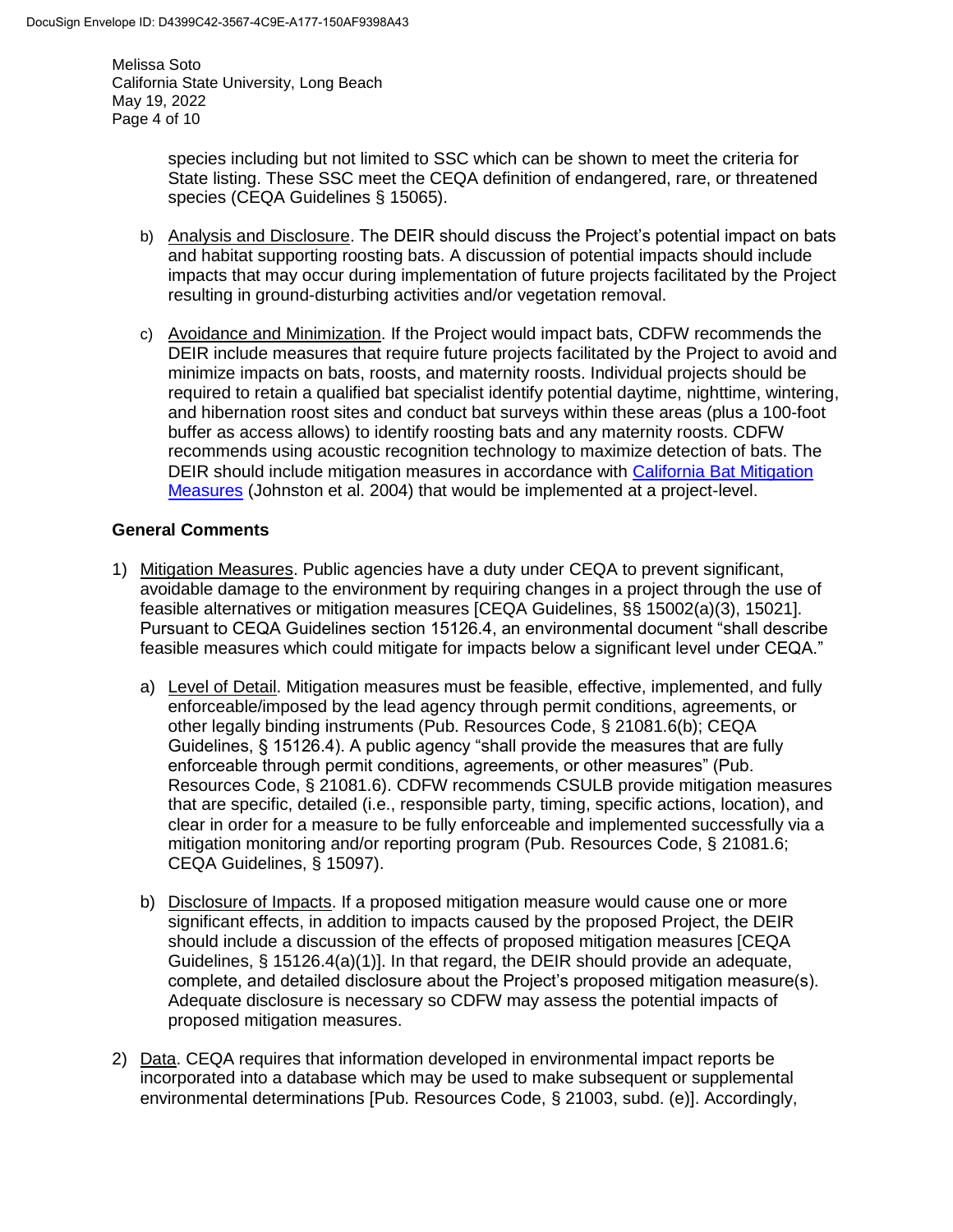species including but not limited to SSC which can be shown to meet the criteria for State listing. These SSC meet the CEQA definition of endangered, rare, or threatened species (CEQA Guidelines § 15065).

b) Analysis and Disclosure. The DEIR should discuss the Project's potential impact on bats and habitat supporting roosting bats. A discussion of potential impacts should include impacts that may occur during implementation of future projects facilitated by the Project resulting in ground-disturbing activities and/or vegetation removal.

c) Avoidance and Minimization. If the Project would impact bats, CDFW recommends the DEIR include measures that require future projects facilitated by the Project to avoid and minimize impacts on bats, roosts, and maternity roosts. Individual projects should be required to retain a qualified bat specialist identify potential daytime, nighttime, wintering, and hibernation roost sites and conduct bat surveys within these areas (plus a 100-foot buffer as access allows) to identify roosting bats and any maternity roosts. CDFW recommends using acoustic recognition technology to maximize detection of bats. The DEIR should include mitigation measures in accordance with California Bat Mitigation Measures (Johnston et al. 2004) that would be implemented at a project-level.

## General Comments

1) Mitigation Measures. Public agencies have a duty under CEQA to prevent significant, avoidable damage to the environment by requiring changes in a project through the use of feasible alternatives or mitigation measures [CEQA Guidelines, §§ 15002(a)(3), 15021]. Pursuant to CEQA Guidelines section 15126.4, an environmental document "shall describe feasible measures which could mitigate for impacts below a significant level under CEQA."

   a) Level of Detail. Mitigation measures must be feasible, effective, implemented, and fully enforceable/imposed by the lead agency through permit conditions, agreements, or other legally binding instruments (Pub. Resources Code, § 21081.6(b); CEQA Guidelines, § 15126.4). A public agency "shall provide the measures that are fully enforceable through permit conditions, agreements, or other measures" (Pub. Resources Code, § 21081.6). CDFW recommends CSULB provide mitigation measures that are specific, detailed (i.e., responsible party, timing, specific actions, location), and clear in order for a measure to be fully enforceable and implemented successfully via a mitigation monitoring and/or reporting program (Pub. Resources Code, § 21081.6; CEQA Guidelines, § 15097).

   b) Disclosure of Impacts. If a proposed mitigation measure would cause one or more significant effects, in addition to impacts caused by the proposed Project, the DEIR should include a discussion of the effects of proposed mitigation measures [CEQA Guidelines, § 15126.4(a)(1)]. In that regard, the DEIR should provide an adequate, complete, and detailed disclosure about the Project's proposed mitigation measure(s). Adequate disclosure is necessary so CDFW may assess the potential impacts of proposed mitigation measures.

2) Data. CEQA requires that information developed in environmental impact reports be incorporated into a database which may be used to make subsequent or supplemental environmental determinations [Pub. Resources Code, § 21003, subd. (e)]. Accordingly,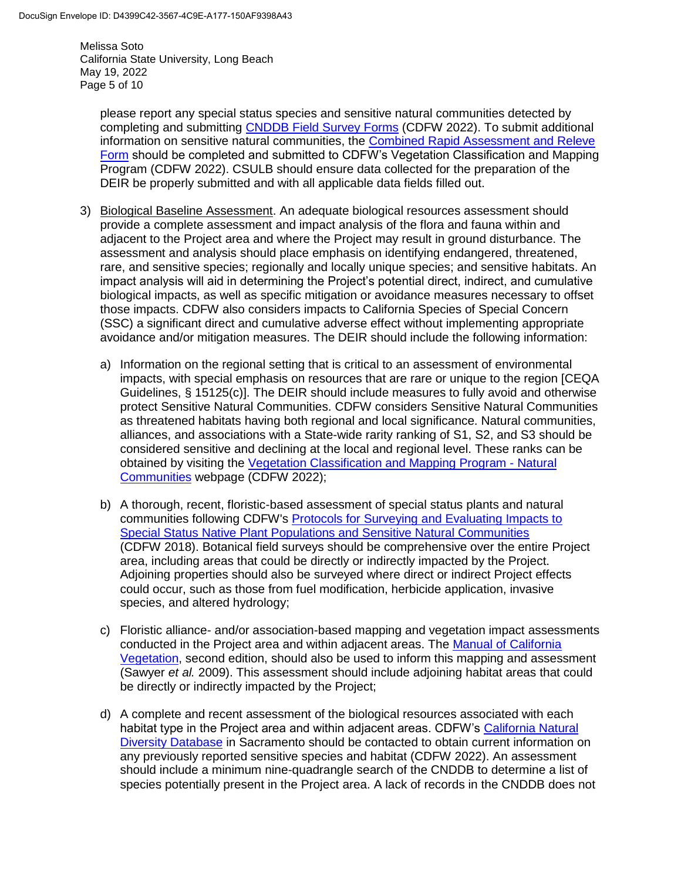please report any special status species and sensitive natural communities detected by completing and submitting CNDDB Field Survey Forms (CDFW 2022). To submit additional information on sensitive natural communities, the Combined Rapid Assessment and Releve Form should be completed and submitted to CDFW's Vegetation Classification and Mapping Program (CDFW 2022). CSULB should ensure data collected for the preparation of the DEIR be properly submitted and with all applicable data fields filled out.

3) Biological Baseline Assessment. An adequate biological resources assessment should provide a complete assessment and impact analysis of the flora and fauna within and adjacent to the Project area and where the Project may result in ground disturbance. The assessment and analysis should place emphasis on identifying endangered, threatened, rare, and sensitive species; regionally and locally unique species; and sensitive habitats. An impact analysis will aid in determining the Project's potential direct, indirect, and cumulative biological impacts, as well as specific mitigation or avoidance measures necessary to offset those impacts. CDFW also considers impacts to California Species of Special Concern (SSC) a significant direct and cumulative adverse effect without implementing appropriate avoidance and/or mitigation measures. The DEIR should include the following information:

   a) Information on the regional setting that is critical to an assessment of environmental impacts, with special emphasis on resources that are rare or unique to the region [CEQA Guidelines, § 15125(c)]. The DEIR should include measures to fully avoid and otherwise protect Sensitive Natural Communities. CDFW considers Sensitive Natural Communities as threatened habitats having both regional and local significance. Natural communities, alliances, and associations with a State-wide rarity ranking of S1, S2, and S3 should be considered sensitive and declining at the local and regional level. These ranks can be obtained by visiting the Vegetation Classification and Mapping Program - Natural Communities webpage (CDFW 2022);

   b) A thorough, recent, floristic-based assessment of special status plants and natural communities following CDFW's Protocols for Surveying and Evaluating Impacts to Special Status Native Plant Populations and Sensitive Natural Communities (CDFW 2018). Botanical field surveys should be comprehensive over the entire Project area, including areas that could be directly or indirectly impacted by the Project. Adjoining properties should also be surveyed where direct or indirect Project effects could occur, such as those from fuel modification, herbicide application, invasive species, and altered hydrology;

   c) Floristic alliance- and/or association-based mapping and vegetation impact assessments conducted in the Project area and within adjacent areas. The Manual of California Vegetation, second edition, should also be used to inform this mapping and assessment (Sawyer *et al.* 2009). This assessment should include adjoining habitat areas that could be directly or indirectly impacted by the Project;

   d) A complete and recent assessment of the biological resources associated with each habitat type in the Project area and within adjacent areas. CDFW's California Natural Diversity Database in Sacramento should be contacted to obtain current information on any previously reported sensitive species and habitat (CDFW 2022). An assessment should include a minimum nine-quadrangle search of the CNDDB to determine a list of species potentially present in the Project area. A lack of records in the CNDDB does not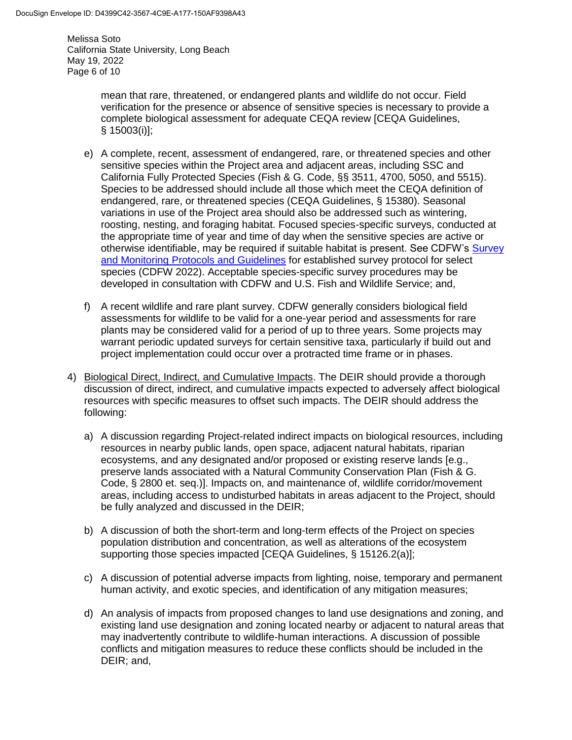mean that rare, threatened, or endangered plants and wildlife do not occur. Field verification for the presence or absence of sensitive species is necessary to provide a complete biological assessment for adequate CEQA review [CEQA Guidelines, § 15003(i)];

e) A complete, recent, assessment of endangered, rare, or threatened species and other sensitive species within the Project area and adjacent areas, including SSC and California Fully Protected Species (Fish & G. Code, §§ 3511, 4700, 5050, and 5515). Species to be addressed should include all those which meet the CEQA definition of endangered, rare, or threatened species (CEQA Guidelines, § 15380). Seasonal variations in use of the Project area should also be addressed such as wintering, roosting, nesting, and foraging habitat. Focused species-specific surveys, conducted at the appropriate time of year and time of day when the sensitive species are active or otherwise identifiable, may be required if suitable habitat is present. See CDFW's Survey and Monitoring Protocols and Guidelines for established survey protocol for select species (CDFW 2022). Acceptable species-specific survey procedures may be developed in consultation with CDFW and U.S. Fish and Wildlife Service; and,

f) A recent wildlife and rare plant survey. CDFW generally considers biological field assessments for wildlife to be valid for a one-year period and assessments for rare plants may be considered valid for a period of up to three years. Some projects may warrant periodic updated surveys for certain sensitive taxa, particularly if build out and project implementation could occur over a protracted time frame or in phases.

4) Biological Direct, Indirect, and Cumulative Impacts. The DEIR should provide a thorough discussion of direct, indirect, and cumulative impacts expected to adversely affect biological resources with specific measures to offset such impacts. The DEIR should address the following:

   a) A discussion regarding Project-related indirect impacts on biological resources, including resources in nearby public lands, open space, adjacent natural habitats, riparian ecosystems, and any designated and/or proposed or existing reserve lands [e.g., preserve lands associated with a Natural Community Conservation Plan (Fish & G. Code, § 2800 et. seq.)]. Impacts on, and maintenance of, wildlife corridor/movement areas, including access to undisturbed habitats in areas adjacent to the Project, should be fully analyzed and discussed in the DEIR;

   b) A discussion of both the short-term and long-term effects of the Project on species population distribution and concentration, as well as alterations of the ecosystem supporting those species impacted [CEQA Guidelines, § 15126.2(a)];

   c) A discussion of potential adverse impacts from lighting, noise, temporary and permanent human activity, and exotic species, and identification of any mitigation measures;

   d) An analysis of impacts from proposed changes to land use designations and zoning, and existing land use designation and zoning located nearby or adjacent to natural areas that may inadvertently contribute to wildlife-human interactions. A discussion of possible conflicts and mitigation measures to reduce these conflicts should be included in the DEIR; and,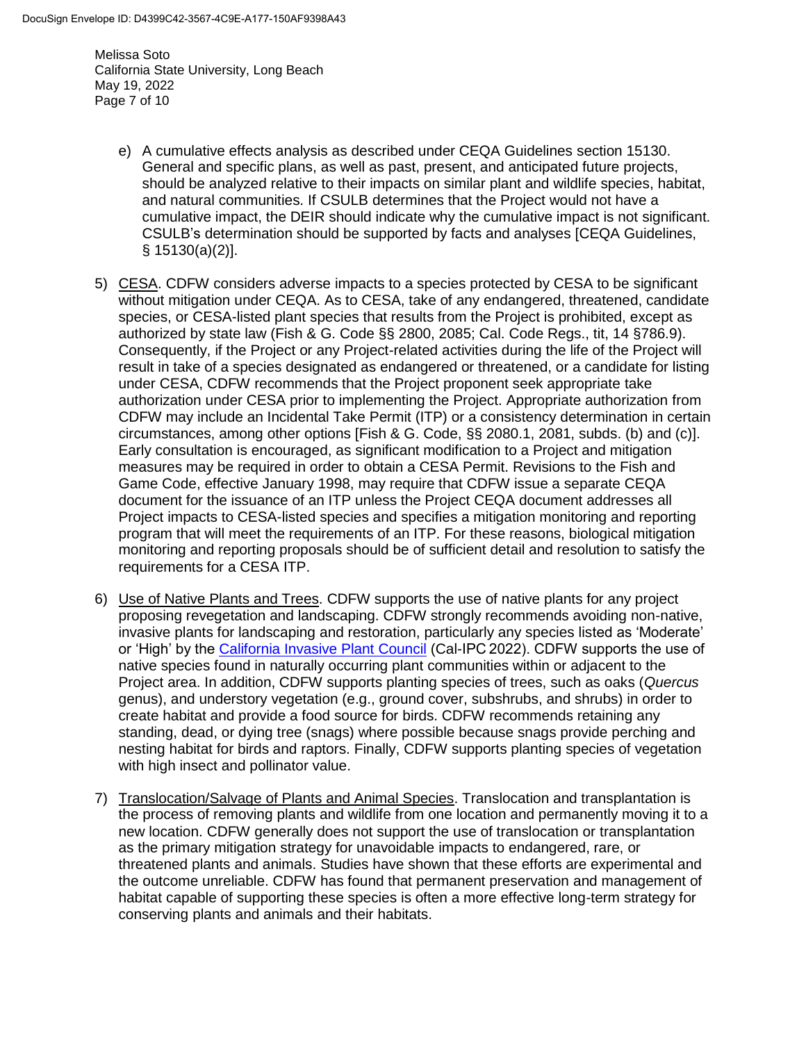e) A cumulative effects analysis as described under CEQA Guidelines section 15130. General and specific plans, as well as past, present, and anticipated future projects, should be analyzed relative to their impacts on similar plant and wildlife species, habitat, and natural communities. If CSULB determines that the Project would not have a cumulative impact, the DEIR should indicate why the cumulative impact is not significant. CSULB's determination should be supported by facts and analyses [CEQA Guidelines, § 15130(a)(2)].

5) CESA. CDFW considers adverse impacts to a species protected by CESA to be significant without mitigation under CEQA. As to CESA, take of any endangered, threatened, candidate species, or CESA-listed plant species that results from the Project is prohibited, except as authorized by state law (Fish & G. Code §§ 2800, 2085; Cal. Code Regs., tit, 14 §786.9). Consequently, if the Project or any Project-related activities during the life of the Project will result in take of a species designated as endangered or threatened, or a candidate for listing under CESA, CDFW recommends that the Project proponent seek appropriate take authorization under CESA prior to implementing the Project. Appropriate authorization from CDFW may include an Incidental Take Permit (ITP) or a consistency determination in certain circumstances, among other options [Fish & G. Code, §§ 2080.1, 2081, subds. (b) and (c)]. Early consultation is encouraged, as significant modification to a Project and mitigation measures may be required in order to obtain a CESA Permit. Revisions to the Fish and Game Code, effective January 1998, may require that CDFW issue a separate CEQA document for the issuance of an ITP unless the Project CEQA document addresses all Project impacts to CESA-listed species and specifies a mitigation monitoring and reporting program that will meet the requirements of an ITP. For these reasons, biological mitigation monitoring and reporting proposals should be of sufficient detail and resolution to satisfy the requirements for a CESA ITP.

6) Use of Native Plants and Trees. CDFW supports the use of native plants for any project proposing revegetation and landscaping. CDFW strongly recommends avoiding non-native, invasive plants for landscaping and restoration, particularly any species listed as 'Moderate' or 'High' by the California Invasive Plant Council (Cal-IPC 2022). CDFW supports the use of native species found in naturally occurring plant communities within or adjacent to the Project area. In addition, CDFW supports planting species of trees, such as oaks (*Quercus* genus), and understory vegetation (e.g., ground cover, subshrubs, and shrubs) in order to create habitat and provide a food source for birds. CDFW recommends retaining any standing, dead, or dying tree (snags) where possible because snags provide perching and nesting habitat for birds and raptors. Finally, CDFW supports planting species of vegetation with high insect and pollinator value.

7) Translocation/Salvage of Plants and Animal Species. Translocation and transplantation is the process of removing plants and wildlife from one location and permanently moving it to a new location. CDFW generally does not support the use of translocation or transplantation as the primary mitigation strategy for unavoidable impacts to endangered, rare, or threatened plants and animals. Studies have shown that these efforts are experimental and the outcome unreliable. CDFW has found that permanent preservation and management of habitat capable of supporting these species is often a more effective long-term strategy for conserving plants and animals and their habitats.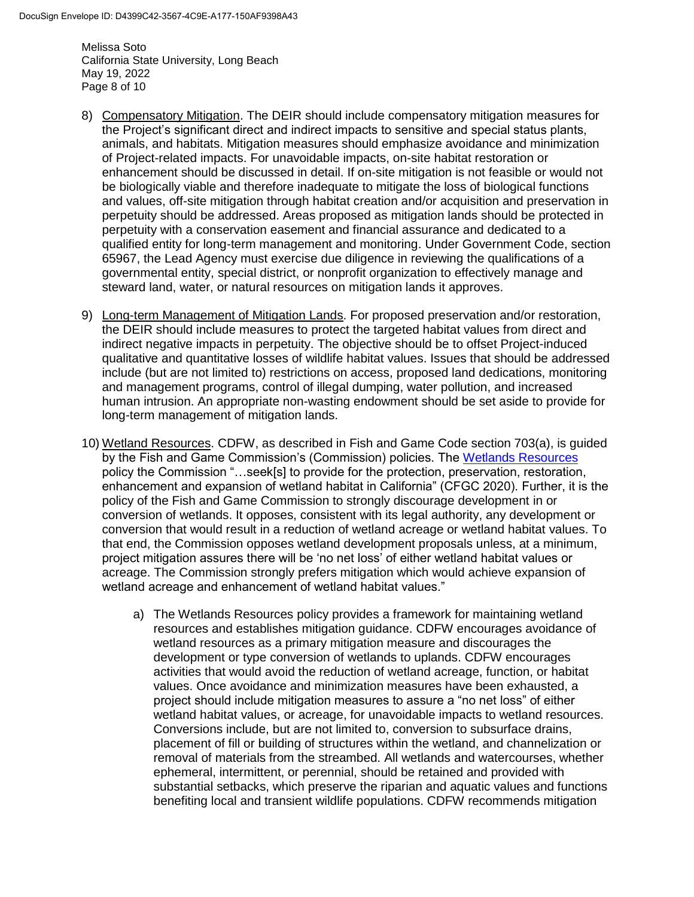8) <u>Compensatory Mitigation</u>. The DEIR should include compensatory mitigation measures for the Project's significant direct and indirect impacts to sensitive and special status plants, animals, and habitats. Mitigation measures should emphasize avoidance and minimization of Project-related impacts. For unavoidable impacts, on-site habitat restoration or enhancement should be discussed in detail. If on-site mitigation is not feasible or would not be biologically viable and therefore inadequate to mitigate the loss of biological functions and values, off-site mitigation through habitat creation and/or acquisition and preservation in perpetuity should be addressed. Areas proposed as mitigation lands should be protected in perpetuity with a conservation easement and financial assurance and dedicated to a qualified entity for long-term management and monitoring. Under Government Code, section 65967, the Lead Agency must exercise due diligence in reviewing the qualifications of a governmental entity, special district, or nonprofit organization to effectively manage and steward land, water, or natural resources on mitigation lands it approves.

9) <u>Long-term Management of Mitigation Lands</u>. For proposed preservation and/or restoration, the DEIR should include measures to protect the targeted habitat values from direct and indirect negative impacts in perpetuity. The objective should be to offset Project-induced qualitative and quantitative losses of wildlife habitat values. Issues that should be addressed include (but are not limited to) restrictions on access, proposed land dedications, monitoring and management programs, control of illegal dumping, water pollution, and increased human intrusion. An appropriate non-wasting endowment should be set aside to provide for long-term management of mitigation lands.

10) <u>Wetland Resources</u>. CDFW, as described in Fish and Game Code section 703(a), is guided by the Fish and Game Commission's (Commission) policies. The Wetlands Resources policy the Commission "…seek[s] to provide for the protection, preservation, restoration, enhancement and expansion of wetland habitat in California" (CFGC 2020). Further, it is the policy of the Fish and Game Commission to strongly discourage development in or conversion of wetlands. It opposes, consistent with its legal authority, any development or conversion that would result in a reduction of wetland acreage or wetland habitat values. To that end, the Commission opposes wetland development proposals unless, at a minimum, project mitigation assures there will be 'no net loss' of either wetland habitat values or acreage. The Commission strongly prefers mitigation which would achieve expansion of wetland acreage and enhancement of wetland habitat values."

    a) The Wetlands Resources policy provides a framework for maintaining wetland resources and establishes mitigation guidance. CDFW encourages avoidance of wetland resources as a primary mitigation measure and discourages the development or type conversion of wetlands to uplands. CDFW encourages activities that would avoid the reduction of wetland acreage, function, or habitat values. Once avoidance and minimization measures have been exhausted, a project should include mitigation measures to assure a "no net loss" of either wetland habitat values, or acreage, for unavoidable impacts to wetland resources. Conversions include, but are not limited to, conversion to subsurface drains, placement of fill or building of structures within the wetland, and channelization or removal of materials from the streambed. All wetlands and watercourses, whether ephemeral, intermittent, or perennial, should be retained and provided with substantial setbacks, which preserve the riparian and aquatic values and functions benefiting local and transient wildlife populations. CDFW recommends mitigation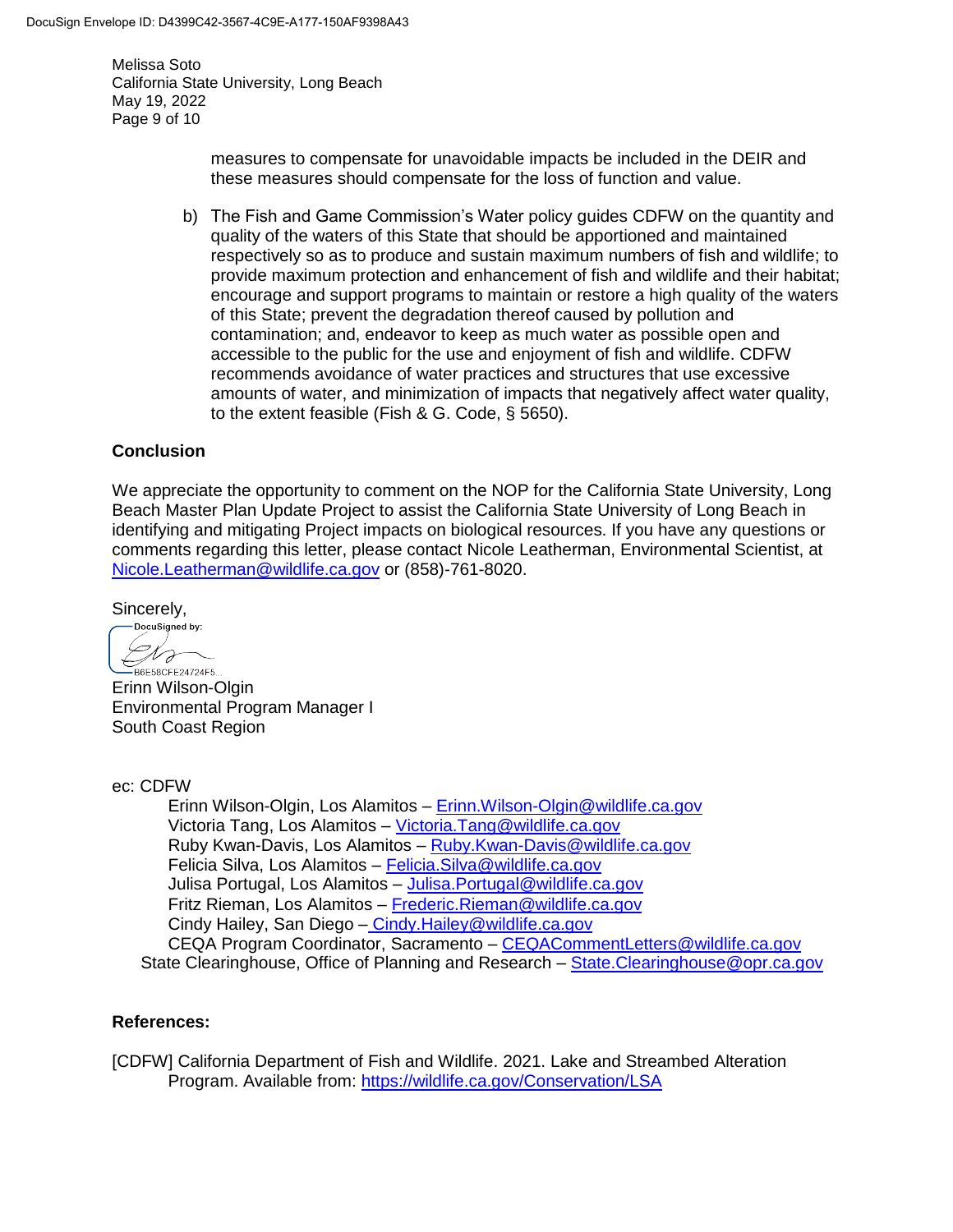measures to compensate for unavoidable impacts be included in the DEIR and these measures should compensate for the loss of function and value.

b) The Fish and Game Commission's Water policy guides CDFW on the quantity and quality of the waters of this State that should be apportioned and maintained respectively so as to produce and sustain maximum numbers of fish and wildlife; to provide maximum protection and enhancement of fish and wildlife and their habitat; encourage and support programs to maintain or restore a high quality of the waters of this State; prevent the degradation thereof caused by pollution and contamination; and, endeavor to keep as much water as possible open and accessible to the public for the use and enjoyment of fish and wildlife. CDFW recommends avoidance of water practices and structures that use excessive amounts of water, and minimization of impacts that negatively affect water quality, to the extent feasible (Fish & G. Code, § 5650).

**Conclusion**

We appreciate the opportunity to comment on the NOP for the California State University, Long Beach Master Plan Update Project to assist the California State University of Long Beach in identifying and mitigating Project impacts on biological resources. If you have any questions or comments regarding this letter, please contact Nicole Leatherman, Environmental Scientist, at Nicole.Leatherman@wildlife.ca.gov or (858)-761-8020.

Sincerely,

DocuSigned by:
B6E58CFE24724F5...

Erinn Wilson-Olgin
Environmental Program Manager I
South Coast Region

ec: CDFW
Erinn Wilson-Olgin, Los Alamitos – Erinn.Wilson-Olgin@wildlife.ca.gov
Victoria Tang, Los Alamitos – Victoria.Tang@wildlife.ca.gov
Ruby Kwan-Davis, Los Alamitos – Ruby.Kwan-Davis@wildlife.ca.gov
Felicia Silva, Los Alamitos – Felicia.Silva@wildlife.ca.gov
Julisa Portugal, Los Alamitos – Julisa.Portugal@wildlife.ca.gov
Fritz Rieman, Los Alamitos – Frederic.Rieman@wildlife.ca.gov
Cindy Hailey, San Diego – Cindy.Hailey@wildlife.ca.gov
CEQA Program Coordinator, Sacramento – CEQACommentLetters@wildlife.ca.gov
State Clearinghouse, Office of Planning and Research – State.Clearinghouse@opr.ca.gov

**References:**

[CDFW] California Department of Fish and Wildlife. 2021. Lake and Streambed Alteration Program. Available from: https://wildlife.ca.gov/Conservation/LSA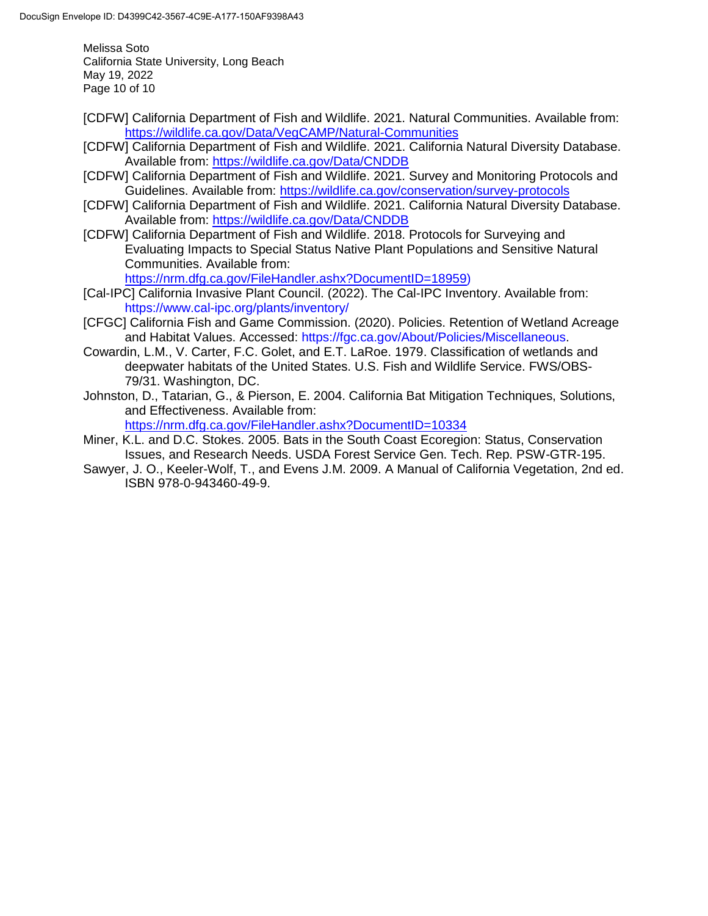[CDFW] California Department of Fish and Wildlife. 2021. Natural Communities. Available from: https://wildlife.ca.gov/Data/VegCAMP/Natural-Communities

[CDFW] California Department of Fish and Wildlife. 2021. California Natural Diversity Database. Available from: https://wildlife.ca.gov/Data/CNDDB

[CDFW] California Department of Fish and Wildlife. 2021. Survey and Monitoring Protocols and Guidelines. Available from: https://wildlife.ca.gov/conservation/survey-protocols

[CDFW] California Department of Fish and Wildlife. 2021. California Natural Diversity Database. Available from: https://wildlife.ca.gov/Data/CNDDB

[CDFW] California Department of Fish and Wildlife. 2018. Protocols for Surveying and Evaluating Impacts to Special Status Native Plant Populations and Sensitive Natural Communities. Available from: https://nrm.dfg.ca.gov/FileHandler.ashx?DocumentID=18959)

[Cal-IPC] California Invasive Plant Council. (2022). The Cal-IPC Inventory. Available from: https://www.cal-ipc.org/plants/inventory/

[CFGC] California Fish and Game Commission. (2020). Policies. Retention of Wetland Acreage and Habitat Values. Accessed: https://fgc.ca.gov/About/Policies/Miscellaneous.

Cowardin, L.M., V. Carter, F.C. Golet, and E.T. LaRoe. 1979. Classification of wetlands and deepwater habitats of the United States. U.S. Fish and Wildlife Service. FWS/OBS-79/31. Washington, DC.

Johnston, D., Tatarian, G., & Pierson, E. 2004. California Bat Mitigation Techniques, Solutions, and Effectiveness. Available from: https://nrm.dfg.ca.gov/FileHandler.ashx?DocumentID=10334

Miner, K.L. and D.C. Stokes. 2005. Bats in the South Coast Ecoregion: Status, Conservation Issues, and Research Needs. USDA Forest Service Gen. Tech. Rep. PSW-GTR-195.

Sawyer, J. O., Keeler-Wolf, T., and Evens J.M. 2009. A Manual of California Vegetation, 2nd ed. ISBN 978-0-943460-49-9.